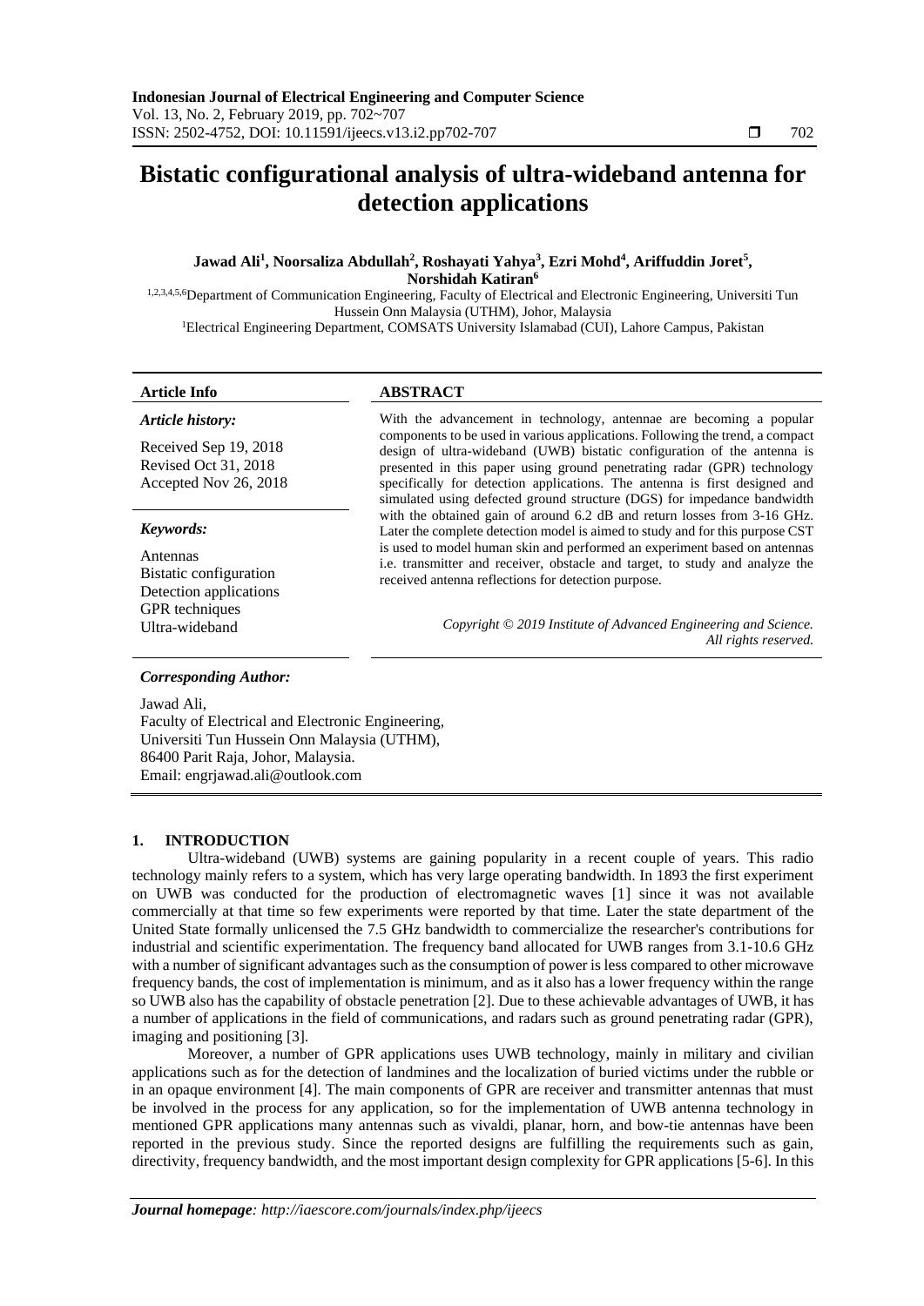# Bistatic configurational analysis of ultra-wideband antenna for detection applications

**Jawad Ali[1], Noorsaliza Abdullah[2], Roshayati Yahya[3], Ezri Mohd[4], Ariffuddin Joret[5], Norshidah Katiran[6]**

[1,2,3,4,5,6]Department of Communication Engineering, Faculty of Electrical and Electronic Engineering, Universiti Tun Hussein Onn Malaysia (UTHM), Johor, Malaysia

[1]Electrical Engineering Department, COMSATS University Islamabad (CUI), Lahore Campus, Pakistan

---

**Article Info**

*Article history:*

Received Sep 19, 2018
Revised Oct 31, 2018
Accepted Nov 26, 2018

*Keywords:*

Antennas
Bistatic configuration
Detection applications
GPR techniques
Ultra-wideband

**ABSTRACT**

With the advancement in technology, antennae are becoming a popular components to be used in various applications. Following the trend, a compact design of ultra-wideband (UWB) bistatic configuration of the antenna is presented in this paper using ground penetrating radar (GPR) technology specifically for detection applications. The antenna is first designed and simulated using defected ground structure (DGS) for impedance bandwidth with the obtained gain of around 6.2 dB and return losses from 3-16 GHz. Later the complete detection model is aimed to study and for this purpose CST is used to model human skin and performed an experiment based on antennas i.e. transmitter and receiver, obstacle and target, to study and analyze the received antenna reflections for detection purpose.

*Copyright © 2019 Institute of Advanced Engineering and Science. All rights reserved.*

***Corresponding Author:***

Jawad Ali,
Faculty of Electrical and Electronic Engineering,
Universiti Tun Hussein Onn Malaysia (UTHM),
86400 Parit Raja, Johor, Malaysia.
Email: engrjawad.ali@outlook.com

---

## 1. INTRODUCTION

Ultra-wideband (UWB) systems are gaining popularity in a recent couple of years. This radio technology mainly refers to a system, which has very large operating bandwidth. In 1893 the first experiment on UWB was conducted for the production of electromagnetic waves [1] since it was not available commercially at that time so few experiments were reported by that time. Later the state department of the United State formally unlicensed the 7.5 GHz bandwidth to commercialize the researcher's contributions for industrial and scientific experimentation. The frequency band allocated for UWB ranges from 3.1-10.6 GHz with a number of significant advantages such as the consumption of power is less compared to other microwave frequency bands, the cost of implementation is minimum, and as it also has a lower frequency within the range so UWB also has the capability of obstacle penetration [2]. Due to these achievable advantages of UWB, it has a number of applications in the field of communications, and radars such as ground penetrating radar (GPR), imaging and positioning [3].

Moreover, a number of GPR applications uses UWB technology, mainly in military and civilian applications such as for the detection of landmines and the localization of buried victims under the rubble or in an opaque environment [4]. The main components of GPR are receiver and transmitter antennas that must be involved in the process for any application, so for the implementation of UWB antenna technology in mentioned GPR applications many antennas such as vivaldi, planar, horn, and bow-tie antennas have been reported in the previous study. Since the reported designs are fulfilling the requirements such as gain, directivity, frequency bandwidth, and the most important design complexity for GPR applications [5-6]. In this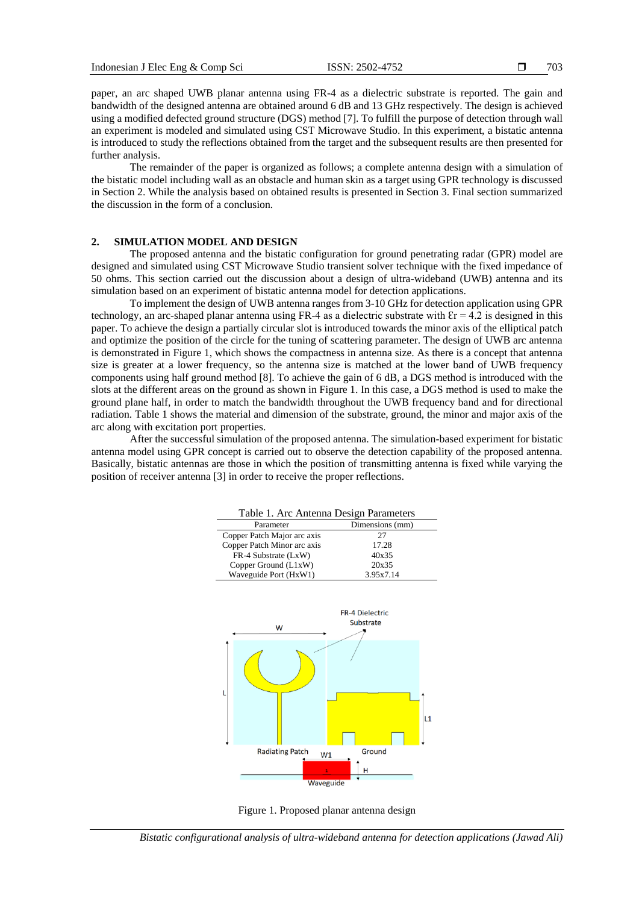paper, an arc shaped UWB planar antenna using FR-4 as a dielectric substrate is reported. The gain and bandwidth of the designed antenna are obtained around 6 dB and 13 GHz respectively. The design is achieved using a modified defected ground structure (DGS) method [7]. To fulfill the purpose of detection through wall an experiment is modeled and simulated using CST Microwave Studio. In this experiment, a bistatic antenna is introduced to study the reflections obtained from the target and the subsequent results are then presented for further analysis.

The remainder of the paper is organized as follows; a complete antenna design with a simulation of the bistatic model including wall as an obstacle and human skin as a target using GPR technology is discussed in Section 2. While the analysis based on obtained results is presented in Section 3. Final section summarized the discussion in the form of a conclusion.

## 2. SIMULATION MODEL AND DESIGN

The proposed antenna and the bistatic configuration for ground penetrating radar (GPR) model are designed and simulated using CST Microwave Studio transient solver technique with the fixed impedance of 50 ohms. This section carried out the discussion about a design of ultra-wideband (UWB) antenna and its simulation based on an experiment of bistatic antenna model for detection applications.

To implement the design of UWB antenna ranges from 3-10 GHz for detection application using GPR technology, an arc-shaped planar antenna using FR-4 as a dielectric substrate with $\varepsilon r = 4.2$ is designed in this paper. To achieve the design a partially circular slot is introduced towards the minor axis of the elliptical patch and optimize the position of the circle for the tuning of scattering parameter. The design of UWB arc antenna is demonstrated in Figure 1, which shows the compactness in antenna size. As there is a concept that antenna size is greater at a lower frequency, so the antenna size is matched at the lower band of UWB frequency components using half ground method [8]. To achieve the gain of 6 dB, a DGS method is introduced with the slots at the different areas on the ground as shown in Figure 1. In this case, a DGS method is used to make the ground plane half, in order to match the bandwidth throughout the UWB frequency band and for directional radiation. Table 1 shows the material and dimension of the substrate, ground, the minor and major axis of the arc along with excitation port properties.

After the successful simulation of the proposed antenna. The simulation-based experiment for bistatic antenna model using GPR concept is carried out to observe the detection capability of the proposed antenna. Basically, bistatic antennas are those in which the position of transmitting antenna is fixed while varying the position of receiver antenna [3] in order to receive the proper reflections.

Table 1. Arc Antenna Design Parameters

| Parameter | Dimensions (mm) |
|---|---|
| Copper Patch Major arc axis | 27 |
| Copper Patch Minor arc axis | 17.28 |
| FR-4 Substrate (LxW) | 40x35 |
| Copper Ground (L1xW) | 20x35 |
| Waveguide Port (HxW1) | 3.95x7.14 |

Figure 1. Proposed planar antenna design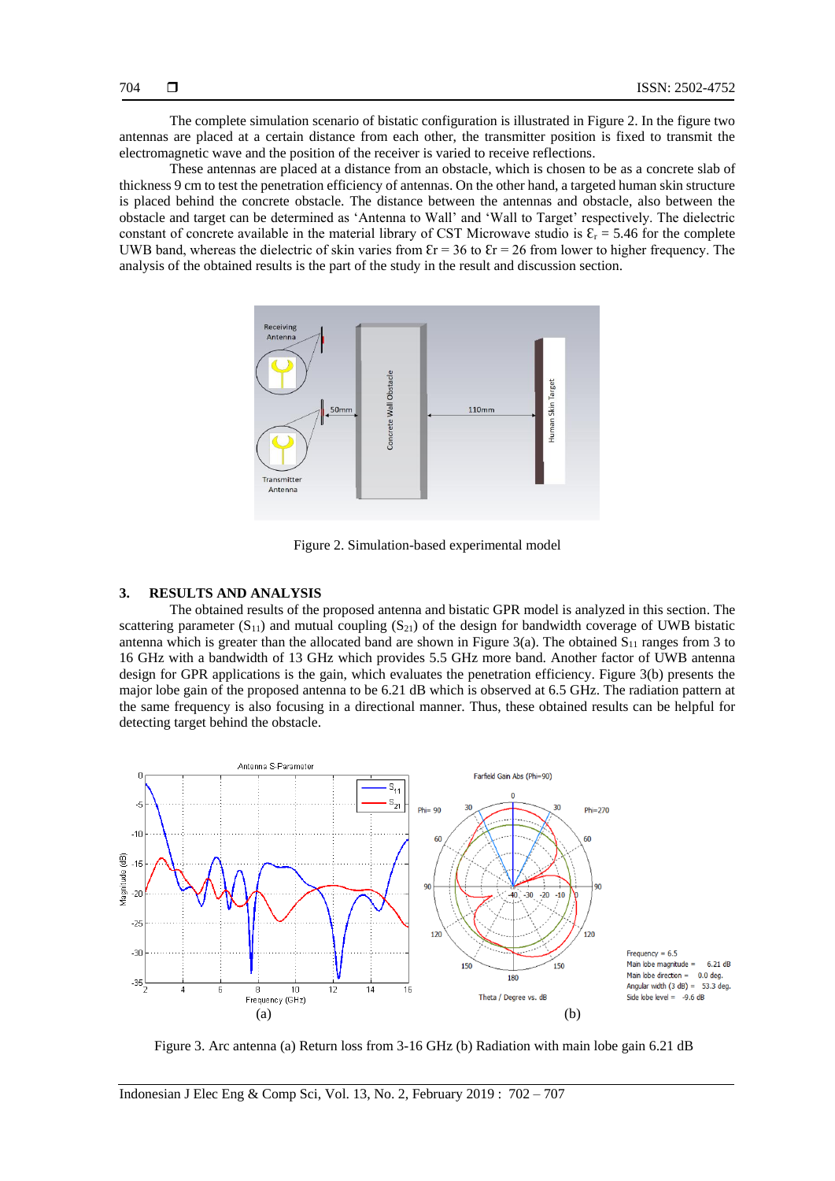The complete simulation scenario of bistatic configuration is illustrated in Figure 2. In the figure two antennas are placed at a certain distance from each other, the transmitter position is fixed to transmit the electromagnetic wave and the position of the receiver is varied to receive reflections.

These antennas are placed at a distance from an obstacle, which is chosen to be as a concrete slab of thickness 9 cm to test the penetration efficiency of antennas. On the other hand, a targeted human skin structure is placed behind the concrete obstacle. The distance between the antennas and obstacle, also between the obstacle and target can be determined as 'Antenna to Wall' and 'Wall to Target' respectively. The dielectric constant of concrete available in the material library of CST Microwave studio is $\varepsilon_r = 5.46$ for the complete UWB band, whereas the dielectric of skin varies from $\varepsilon r = 36$ to $\varepsilon r = 26$ from lower to higher frequency. The analysis of the obtained results is the part of the study in the result and discussion section.

Figure 2. Simulation-based experimental model

## 3. RESULTS AND ANALYSIS

The obtained results of the proposed antenna and bistatic GPR model is analyzed in this section. The scattering parameter ($S_{11}$) and mutual coupling ($S_{21}$) of the design for bandwidth coverage of UWB bistatic antenna which is greater than the allocated band are shown in Figure 3(a). The obtained $S_{11}$ ranges from 3 to 16 GHz with a bandwidth of 13 GHz which provides 5.5 GHz more band. Another factor of UWB antenna design for GPR applications is the gain, which evaluates the penetration efficiency. Figure 3(b) presents the major lobe gain of the proposed antenna to be 6.21 dB which is observed at 6.5 GHz. The radiation pattern at the same frequency is also focusing in a directional manner. Thus, these obtained results can be helpful for detecting target behind the obstacle.

Figure 3. Arc antenna (a) Return loss from 3-16 GHz (b) Radiation with main lobe gain 6.21 dB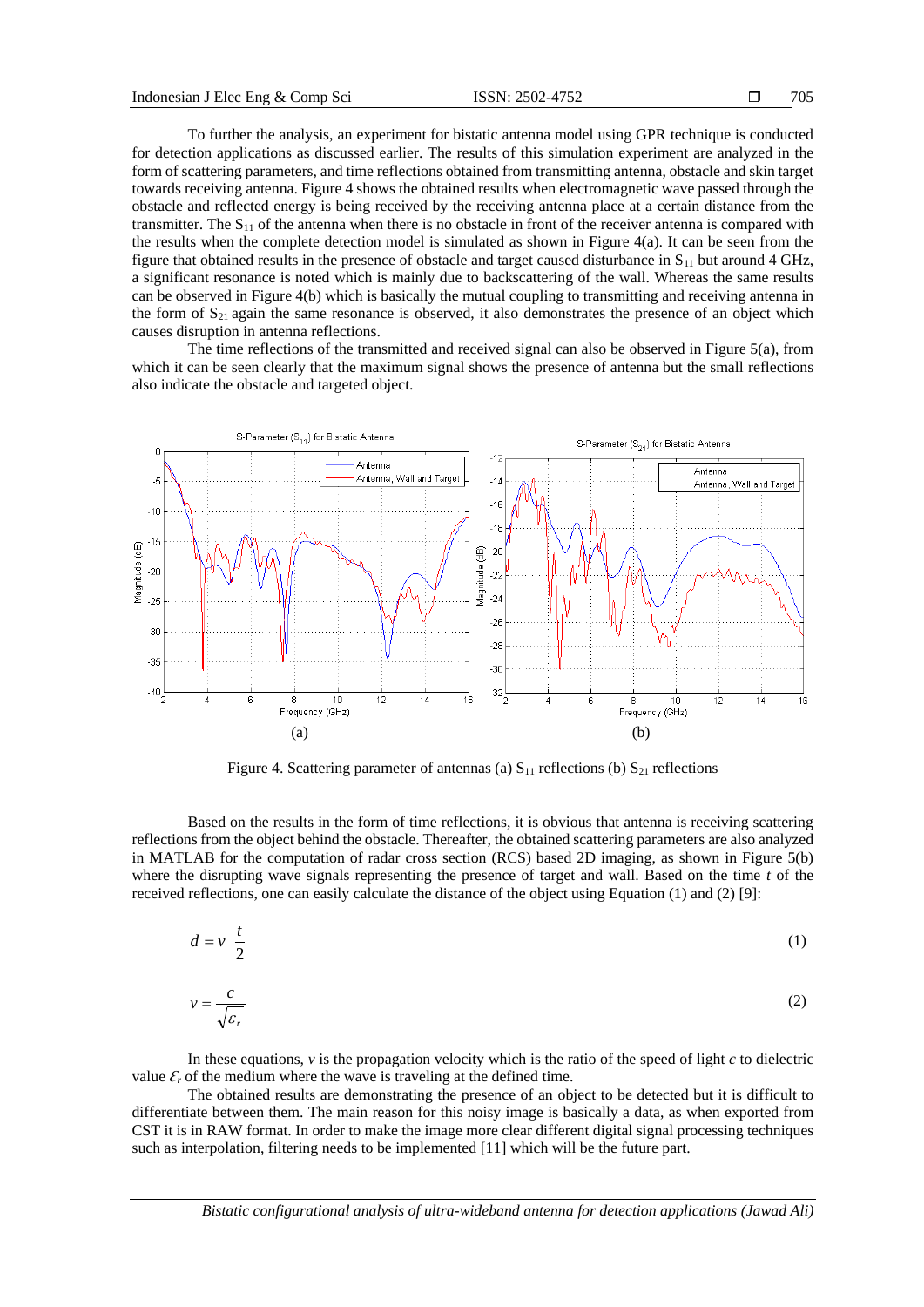To further the analysis, an experiment for bistatic antenna model using GPR technique is conducted for detection applications as discussed earlier. The results of this simulation experiment are analyzed in the form of scattering parameters, and time reflections obtained from transmitting antenna, obstacle and skin target towards receiving antenna. Figure 4 shows the obtained results when electromagnetic wave passed through the obstacle and reflected energy is being received by the receiving antenna place at a certain distance from the transmitter. The $S_{11}$ of the antenna when there is no obstacle in front of the receiver antenna is compared with the results when the complete detection model is simulated as shown in Figure 4(a). It can be seen from the figure that obtained results in the presence of obstacle and target caused disturbance in $S_{11}$ but around 4 GHz, a significant resonance is noted which is mainly due to backscattering of the wall. Whereas the same results can be observed in Figure 4(b) which is basically the mutual coupling to transmitting and receiving antenna in the form of $S_{21}$ again the same resonance is observed, it also demonstrates the presence of an object which causes disruption in antenna reflections.

The time reflections of the transmitted and received signal can also be observed in Figure 5(a), from which it can be seen clearly that the maximum signal shows the presence of antenna but the small reflections also indicate the obstacle and targeted object.

Figure 4. Scattering parameter of antennas (a) $S_{11}$ reflections (b) $S_{21}$ reflections

Based on the results in the form of time reflections, it is obvious that antenna is receiving scattering reflections from the object behind the obstacle. Thereafter, the obtained scattering parameters are also analyzed in MATLAB for the computation of radar cross section (RCS) based 2D imaging, as shown in Figure 5(b) where the disrupting wave signals representing the presence of target and wall. Based on the time $t$ of the received reflections, one can easily calculate the distance of the object using Equation (1) and (2) [9]:

$$d = v \ \frac{t}{2} \tag{1}$$

$$v = \frac{c}{\sqrt{\varepsilon_r}} \tag{2}$$

In these equations, $v$ is the propagation velocity which is the ratio of the speed of light $c$ to dielectric value $\varepsilon_r$ of the medium where the wave is traveling at the defined time.

The obtained results are demonstrating the presence of an object to be detected but it is difficult to differentiate between them. The main reason for this noisy image is basically a data, as when exported from CST it is in RAW format. In order to make the image more clear different digital signal processing techniques such as interpolation, filtering needs to be implemented [11] which will be the future part.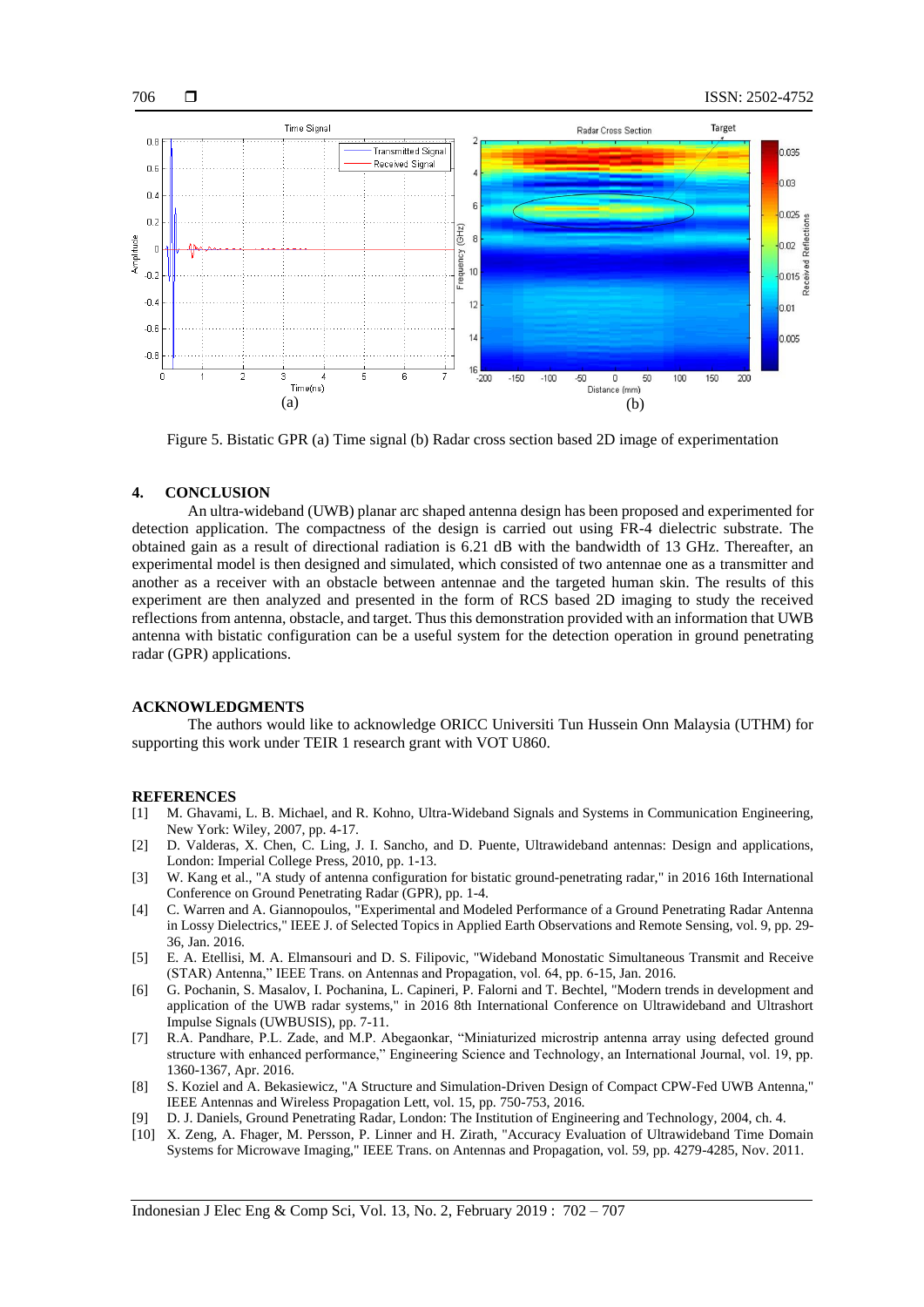Figure 5. Bistatic GPR (a) Time signal (b) Radar cross section based 2D image of experimentation

## 4. CONCLUSION

An ultra-wideband (UWB) planar arc shaped antenna design has been proposed and experimented for detection application. The compactness of the design is carried out using FR-4 dielectric substrate. The obtained gain as a result of directional radiation is 6.21 dB with the bandwidth of 13 GHz. Thereafter, an experimental model is then designed and simulated, which consisted of two antennae one as a transmitter and another as a receiver with an obstacle between antennae and the targeted human skin. The results of this experiment are then analyzed and presented in the form of RCS based 2D imaging to study the received reflections from antenna, obstacle, and target. Thus this demonstration provided with an information that UWB antenna with bistatic configuration can be a useful system for the detection operation in ground penetrating radar (GPR) applications.

## ACKNOWLEDGMENTS

The authors would like to acknowledge ORICC Universiti Tun Hussein Onn Malaysia (UTHM) for supporting this work under TEIR 1 research grant with VOT U860.

## REFERENCES

[1] M. Ghavami, L. B. Michael, and R. Kohno, Ultra-Wideband Signals and Systems in Communication Engineering, New York: Wiley, 2007, pp. 4-17.

[2] D. Valderas, X. Chen, C. Ling, J. I. Sancho, and D. Puente, Ultrawideband antennas: Design and applications, London: Imperial College Press, 2010, pp. 1-13.

[3] W. Kang et al., "A study of antenna configuration for bistatic ground-penetrating radar," in 2016 16th International Conference on Ground Penetrating Radar (GPR), pp. 1-4.

[4] C. Warren and A. Giannopoulos, "Experimental and Modeled Performance of a Ground Penetrating Radar Antenna in Lossy Dielectrics," IEEE J. of Selected Topics in Applied Earth Observations and Remote Sensing, vol. 9, pp. 29-36, Jan. 2016.

[5] E. A. Etellisi, M. A. Elmansouri and D. S. Filipovic, "Wideband Monostatic Simultaneous Transmit and Receive (STAR) Antenna," IEEE Trans. on Antennas and Propagation, vol. 64, pp. 6-15, Jan. 2016.

[6] G. Pochanin, S. Masalov, I. Pochanina, L. Capineri, P. Falorni and T. Bechtel, "Modern trends in development and application of the UWB radar systems," in 2016 8th International Conference on Ultrawideband and Ultrashort Impulse Signals (UWBUSIS), pp. 7-11.

[7] R.A. Pandhare, P.L. Zade, and M.P. Abegaonkar, "Miniaturized microstrip antenna array using defected ground structure with enhanced performance," Engineering Science and Technology, an International Journal, vol. 19, pp. 1360-1367, Apr. 2016.

[8] S. Koziel and A. Bekasiewicz, "A Structure and Simulation-Driven Design of Compact CPW-Fed UWB Antenna," IEEE Antennas and Wireless Propagation Lett, vol. 15, pp. 750-753, 2016.

[9] D. J. Daniels, Ground Penetrating Radar, London: The Institution of Engineering and Technology, 2004, ch. 4.

[10] X. Zeng, A. Fhager, M. Persson, P. Linner and H. Zirath, "Accuracy Evaluation of Ultrawideband Time Domain Systems for Microwave Imaging," IEEE Trans. on Antennas and Propagation, vol. 59, pp. 4279-4285, Nov. 2011.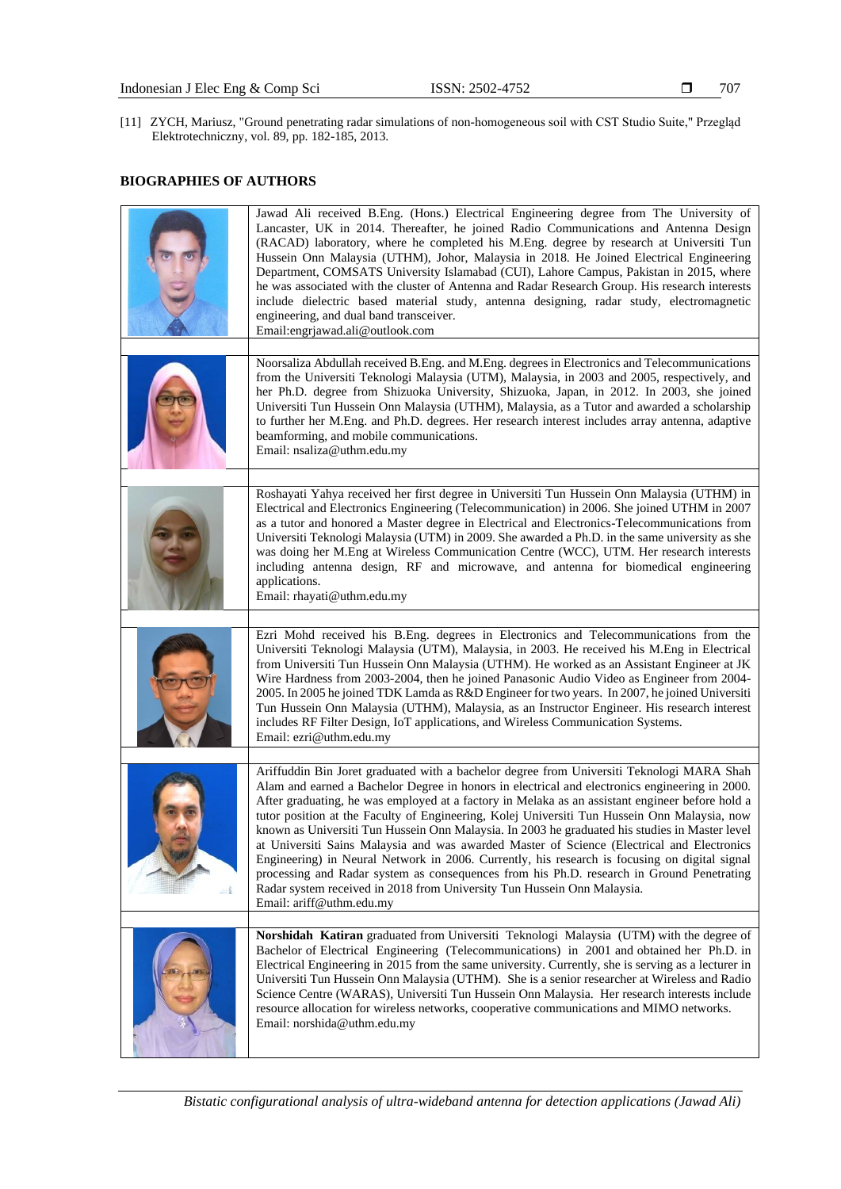[11] ZYCH, Mariusz, "Ground penetrating radar simulations of non-homogeneous soil with CST Studio Suite," Przegląd Elektrotechniczny, vol. 89, pp. 182-185, 2013.

## BIOGRAPHIES OF AUTHORS

Jawad Ali received B.Eng. (Hons.) Electrical Engineering degree from The University of Lancaster, UK in 2014. Thereafter, he joined Radio Communications and Antenna Design (RACAD) laboratory, where he completed his M.Eng. degree by research at Universiti Tun Hussein Onn Malaysia (UTHM), Johor, Malaysia in 2018. He Joined Electrical Engineering Department, COMSATS University Islamabad (CUI), Lahore Campus, Pakistan in 2015, where he was associated with the cluster of Antenna and Radar Research Group. His research interests include dielectric based material study, antenna designing, radar study, electromagnetic engineering, and dual band transceiver.
Email:engrjawad.ali@outlook.com

Noorsaliza Abdullah received B.Eng. and M.Eng. degrees in Electronics and Telecommunications from the Universiti Teknologi Malaysia (UTM), Malaysia, in 2003 and 2005, respectively, and her Ph.D. degree from Shizuoka University, Shizuoka, Japan, in 2012. In 2003, she joined Universiti Tun Hussein Onn Malaysia (UTHM), Malaysia, as a Tutor and awarded a scholarship to further her M.Eng. and Ph.D. degrees. Her research interest includes array antenna, adaptive beamforming, and mobile communications.
Email: nsaliza@uthm.edu.my

Roshayati Yahya received her first degree in Universiti Tun Hussein Onn Malaysia (UTHM) in Electrical and Electronics Engineering (Telecommunication) in 2006. She joined UTHM in 2007 as a tutor and honored a Master degree in Electrical and Electronics-Telecommunications from Universiti Teknologi Malaysia (UTM) in 2009. She awarded a Ph.D. in the same university as she was doing her M.Eng at Wireless Communication Centre (WCC), UTM. Her research interests including antenna design, RF and microwave, and antenna for biomedical engineering applications.
Email: rhayati@uthm.edu.my

Ezri Mohd received his B.Eng. degrees in Electronics and Telecommunications from the Universiti Teknologi Malaysia (UTM), Malaysia, in 2003. He received his M.Eng in Electrical from Universiti Tun Hussein Onn Malaysia (UTHM). He worked as an Assistant Engineer at JK Wire Hardness from 2003-2004, then he joined Panasonic Audio Video as Engineer from 2004-2005. In 2005 he joined TDK Lamda as R&D Engineer for two years. In 2007, he joined Universiti Tun Hussein Onn Malaysia (UTHM), Malaysia, as an Instructor Engineer. His research interest includes RF Filter Design, IoT applications, and Wireless Communication Systems.
Email: ezri@uthm.edu.my

Ariffuddin Bin Joret graduated with a bachelor degree from Universiti Teknologi MARA Shah Alam and earned a Bachelor Degree in honors in electrical and electronics engineering in 2000. After graduating, he was employed at a factory in Melaka as an assistant engineer before hold a tutor position at the Faculty of Engineering, Kolej Universiti Tun Hussein Onn Malaysia, now known as Universiti Tun Hussein Onn Malaysia. In 2003 he graduated his studies in Master level at Universiti Sains Malaysia and was awarded Master of Science (Electrical and Electronics Engineering) in Neural Network in 2006. Currently, his research is focusing on digital signal processing and Radar system as consequences from his Ph.D. research in Ground Penetrating Radar system received in 2018 from University Tun Hussein Onn Malaysia.
Email: ariff@uthm.edu.my

**Norshidah Katiran** graduated from Universiti Teknologi Malaysia (UTM) with the degree of Bachelor of Electrical Engineering (Telecommunications) in 2001 and obtained her Ph.D. in Electrical Engineering in 2015 from the same university. Currently, she is serving as a lecturer in Universiti Tun Hussein Onn Malaysia (UTHM). She is a senior researcher at Wireless and Radio Science Centre (WARAS), Universiti Tun Hussein Onn Malaysia. Her research interests include resource allocation for wireless networks, cooperative communications and MIMO networks.
Email: norshida@uthm.edu.my